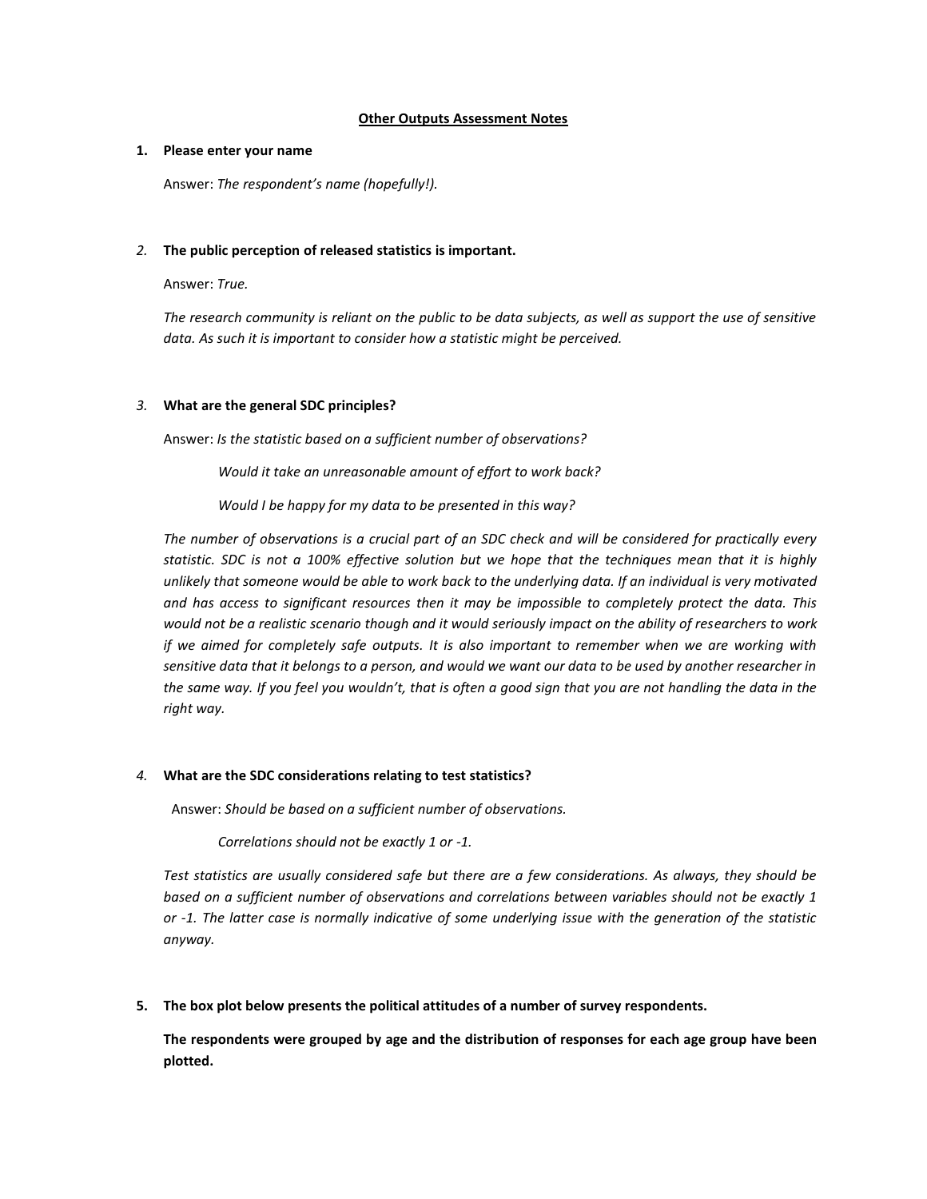# Other Outputs Assessment Notes

1. **Please enter your name**

   Answer: *The respondent's name (hopefully!).*

2. **The public perception of released statistics is important.**

   Answer: *True.*

   *The research community is reliant on the public to be data subjects, as well as support the use of sensitive data. As such it is important to consider how a statistic might be perceived.*

3. **What are the general SDC principles?**

   Answer: *Is the statistic based on a sufficient number of observations?*

   *Would it take an unreasonable amount of effort to work back?*

   *Would I be happy for my data to be presented in this way?*

   *The number of observations is a crucial part of an SDC check and will be considered for practically every statistic. SDC is not a 100% effective solution but we hope that the techniques mean that it is highly unlikely that someone would be able to work back to the underlying data. If an individual is very motivated and has access to significant resources then it may be impossible to completely protect the data. This would not be a realistic scenario though and it would seriously impact on the ability of researchers to work if we aimed for completely safe outputs. It is also important to remember when we are working with sensitive data that it belongs to a person, and would we want our data to be used by another researcher in the same way. If you feel you wouldn't, that is often a good sign that you are not handling the data in the right way.*

4. **What are the SDC considerations relating to test statistics?**

   Answer: *Should be based on a sufficient number of observations.*

   *Correlations should not be exactly 1 or -1.*

   *Test statistics are usually considered safe but there are a few considerations. As always, they should be based on a sufficient number of observations and correlations between variables should not be exactly 1 or -1. The latter case is normally indicative of some underlying issue with the generation of the statistic anyway.*

5. **The box plot below presents the political attitudes of a number of survey respondents.**

   **The respondents were grouped by age and the distribution of responses for each age group have been plotted.**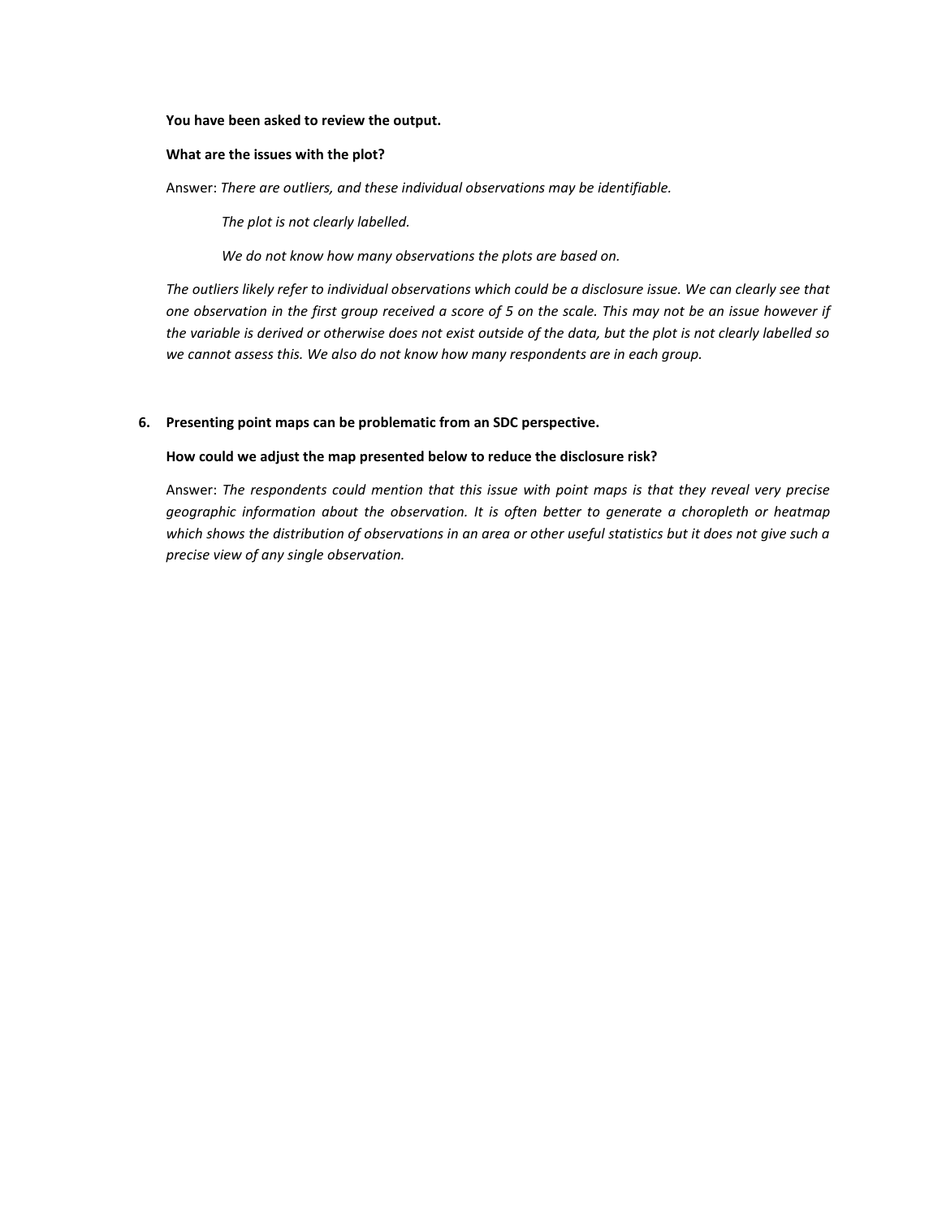**You have been asked to review the output.**

**What are the issues with the plot?**

Answer: *There are outliers, and these individual observations may be identifiable.*

*The plot is not clearly labelled.*

*We do not know how many observations the plots are based on.*

*The outliers likely refer to individual observations which could be a disclosure issue. We can clearly see that one observation in the first group received a score of 5 on the scale. This may not be an issue however if the variable is derived or otherwise does not exist outside of the data, but the plot is not clearly labelled so we cannot assess this. We also do not know how many respondents are in each group.*

**6. Presenting point maps can be problematic from an SDC perspective.**

**How could we adjust the map presented below to reduce the disclosure risk?**

Answer: *The respondents could mention that this issue with point maps is that they reveal very precise geographic information about the observation. It is often better to generate a choropleth or heatmap which shows the distribution of observations in an area or other useful statistics but it does not give such a precise view of any single observation.*